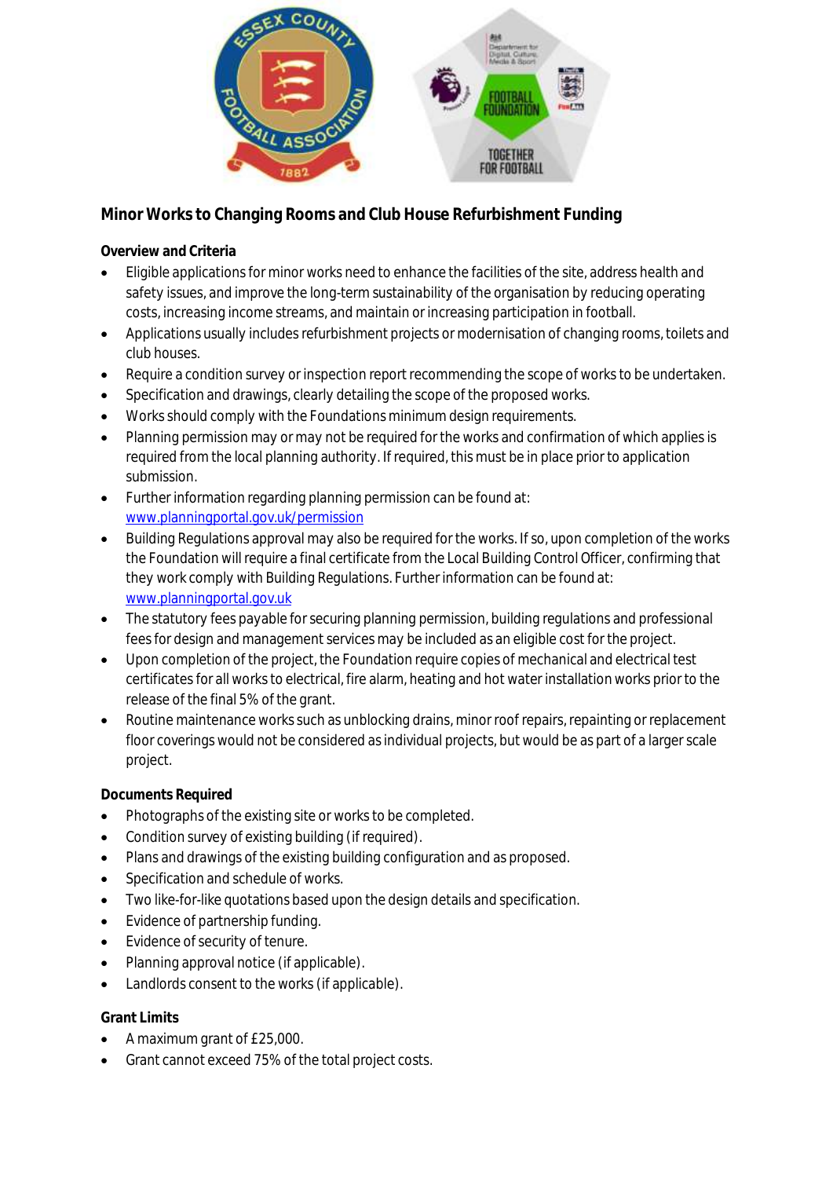## Minor Works to Changing Rooms and Club House Refurbishment Funding

### Overview and Criteria

- Eligible applications for minor works need to enhance the facilities of the site, address health and safety issues, and improve the long-term sustainability of the organisation by reducing operating costs, increasing income streams, and maintain or increasing participation in football.
- Applications usually includes refurbishment projects or modernisation of changing rooms, toilets and club houses.
- Require a condition survey or inspection report recommending the scope of works to be undertaken.
- Specification and drawings, clearly detailing the scope of the proposed works.
- Works should comply with the Foundations minimum design requirements.
- Planning permission may or may not be required for the works and confirmation of which applies is required from the local planning authority. If required, this must be in place prior to application submission.
- Further information regarding planning permission can be found at: www.planningportal.gov.uk/permission
- Building Regulations approval may also be required for the works. If so, upon completion of the works the Foundation will require a final certificate from the Local Building Control Officer, confirming that they work comply with Building Regulations. Further information can be found at: www.planningportal.gov.uk
- The statutory fees payable for securing planning permission, building regulations and professional fees for design and management services may be included as an eligible cost for the project.
- Upon completion of the project, the Foundation require copies of mechanical and electrical test certificates for all works to electrical, fire alarm, heating and hot water installation works prior to the release of the final 5% of the grant.
- Routine maintenance works such as unblocking drains, minor roof repairs, repainting or replacement floor coverings would not be considered as individual projects, but would be as part of a larger scale project.

### Documents Required

- Photographs of the existing site or works to be completed.
- Condition survey of existing building (if required).
- Plans and drawings of the existing building configuration and as proposed.
- Specification and schedule of works.
- Two like-for-like quotations based upon the design details and specification.
- Evidence of partnership funding.
- Evidence of security of tenure.
- Planning approval notice (if applicable).
- Landlords consent to the works (if applicable).

### Grant Limits

- A maximum grant of £25,000.
- Grant cannot exceed 75% of the total project costs.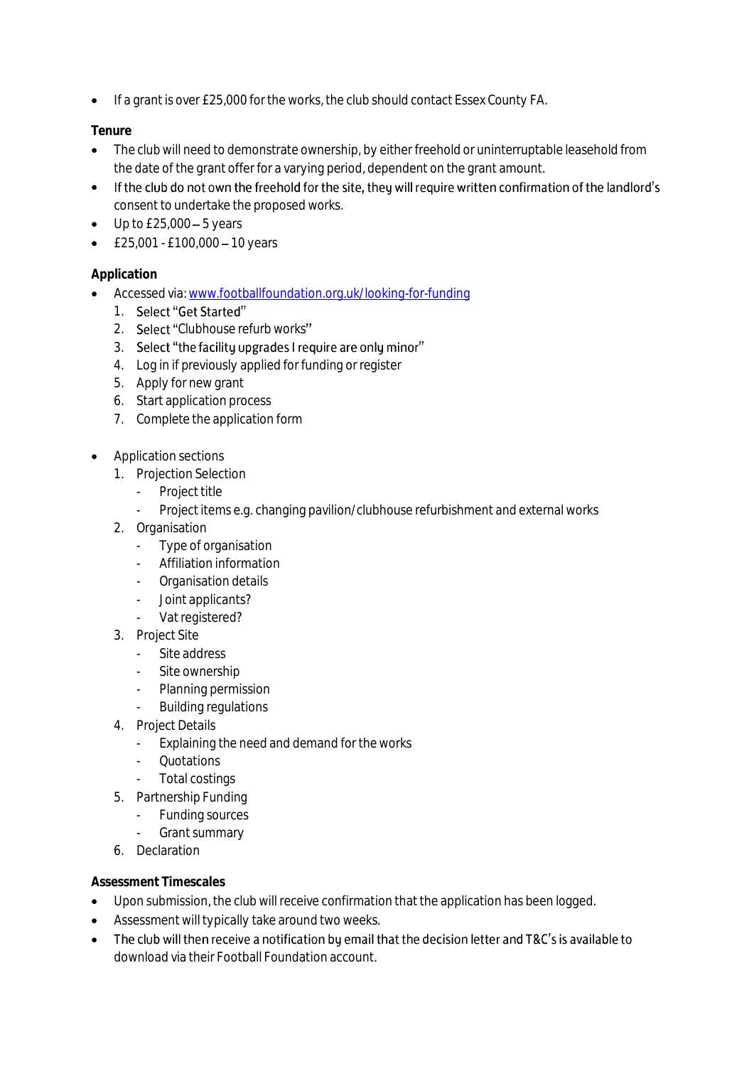- If a grant is over £25,000 for the works, the club should contact Essex County FA.

**Tenure**

- The club will need to demonstrate ownership, by either freehold or uninterruptable leasehold from the date of the grant offer for a varying period, dependent on the grant amount.
- If the club do not own the freehold for the site, they will require written confirmation of the landlord's consent to undertake the proposed works.
- Up to £25,000 – 5 years
- £25,001 - £100,000 – 10 years

**Application**

- Accessed via: [www.footballfoundation.org.uk/looking-for-funding](http://www.footballfoundation.org.uk/looking-for-funding)
    1. Select "Get Started"
    2. Select "Clubhouse refurb works"
    3. Select "the facility upgrades I require are only minor"
    4. Log in if previously applied for funding or register
    5. Apply for new grant
    6. Start application process
    7. Complete the application form

- Application sections
    1. Projection Selection
        - Project title
        - Project items e.g. changing pavilion/clubhouse refurbishment and external works
    2. Organisation
        - Type of organisation
        - Affiliation information
        - Organisation details
        - Joint applicants?
        - Vat registered?
    3. Project Site
        - Site address
        - Site ownership
        - Planning permission
        - Building regulations
    4. Project Details
        - Explaining the need and demand for the works
        - Quotations
        - Total costings
    5. Partnership Funding
        - Funding sources
        - Grant summary
    6. Declaration

**Assessment Timescales**

- Upon submission, the club will receive confirmation that the application has been logged.
- Assessment will typically take around two weeks.
- The club will then receive a notification by email that the decision letter and T&C's is available to download via their Football Foundation account.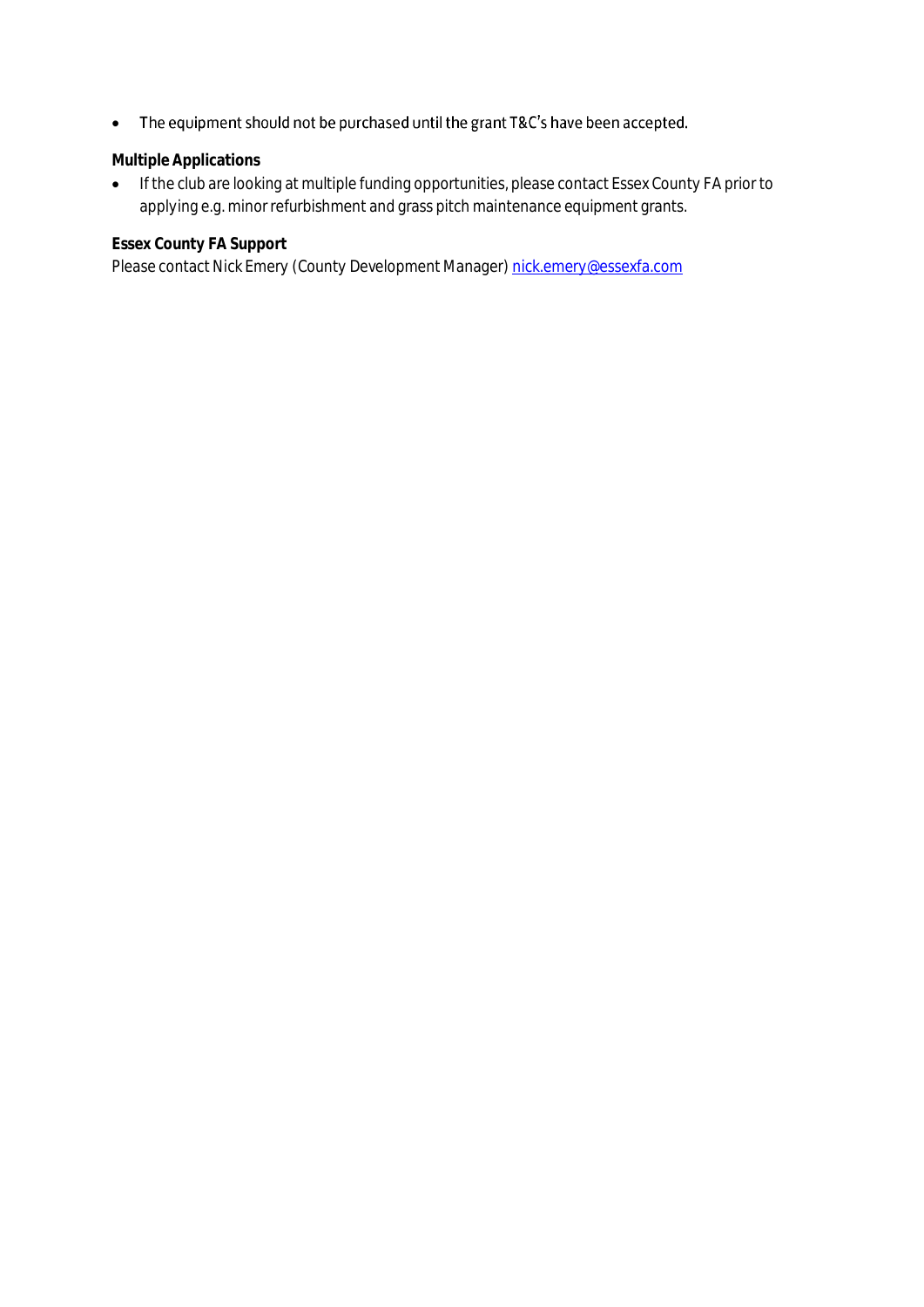- The equipment should not be purchased until the grant T&C's have been accepted.

**Multiple Applications**

- If the club are looking at multiple funding opportunities, please contact Essex County FA prior to applying e.g. minor refurbishment and grass pitch maintenance equipment grants.

**Essex County FA Support**

Please contact Nick Emery (County Development Manager) [nick.emery@essexfa.com](mailto:nick.emery@essexfa.com)